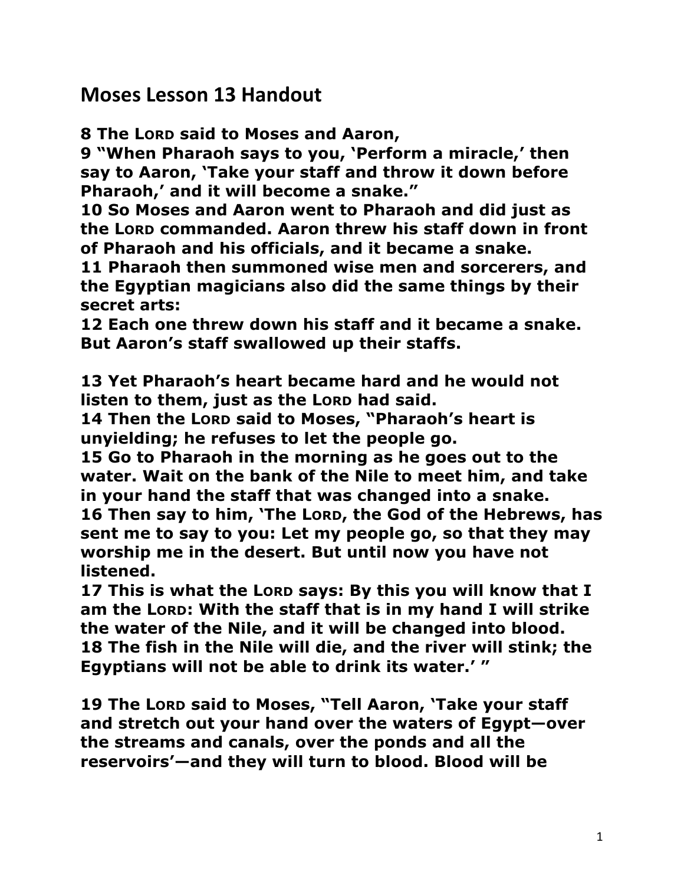## Moses Lesson 13 Handout

**8 The LORD said to Moses and Aaron,**
**9 "When Pharaoh says to you, 'Perform a miracle,' then say to Aaron, 'Take your staff and throw it down before Pharaoh,' and it will become a snake."**
**10 So Moses and Aaron went to Pharaoh and did just as the LORD commanded. Aaron threw his staff down in front of Pharaoh and his officials, and it became a snake.**
**11 Pharaoh then summoned wise men and sorcerers, and the Egyptian magicians also did the same things by their secret arts:**
**12 Each one threw down his staff and it became a snake. But Aaron's staff swallowed up their staffs.**

**13 Yet Pharaoh's heart became hard and he would not listen to them, just as the LORD had said.**
**14 Then the LORD said to Moses, "Pharaoh's heart is unyielding; he refuses to let the people go.**
**15 Go to Pharaoh in the morning as he goes out to the water. Wait on the bank of the Nile to meet him, and take in your hand the staff that was changed into a snake.**
**16 Then say to him, 'The LORD, the God of the Hebrews, has sent me to say to you: Let my people go, so that they may worship me in the desert. But until now you have not listened.**
**17 This is what the LORD says: By this you will know that I am the LORD: With the staff that is in my hand I will strike the water of the Nile, and it will be changed into blood.**
**18 The fish in the Nile will die, and the river will stink; the Egyptians will not be able to drink its water.' "**

**19 The LORD said to Moses, "Tell Aaron, 'Take your staff and stretch out your hand over the waters of Egypt—over the streams and canals, over the ponds and all the reservoirs'—and they will turn to blood. Blood will be**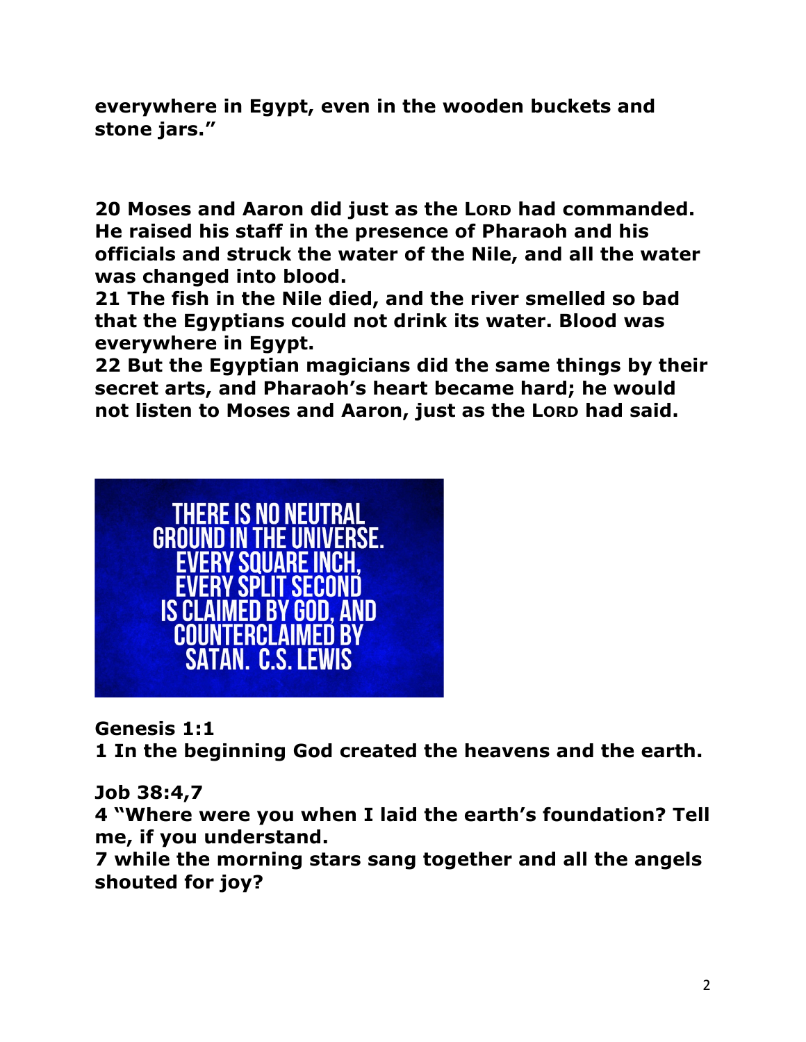**everywhere in Egypt, even in the wooden buckets and stone jars."**

**20 Moses and Aaron did just as the LORD had commanded. He raised his staff in the presence of Pharaoh and his officials and struck the water of the Nile, and all the water was changed into blood.**
**21 The fish in the Nile died, and the river smelled so bad that the Egyptians could not drink its water. Blood was everywhere in Egypt.**
**22 But the Egyptian magicians did the same things by their secret arts, and Pharaoh's heart became hard; he would not listen to Moses and Aaron, just as the LORD had said.**

THERE IS NO NEUTRAL GROUND IN THE UNIVERSE. EVERY SQUARE INCH, EVERY SPLIT SECOND IS CLAIMED BY GOD, AND COUNTERCLAIMED BY SATAN. C.S. LEWIS

**Genesis 1:1**
**1 In the beginning God created the heavens and the earth.**

**Job 38:4,7**
**4 "Where were you when I laid the earth's foundation? Tell me, if you understand.**
**7 while the morning stars sang together and all the angels shouted for joy?**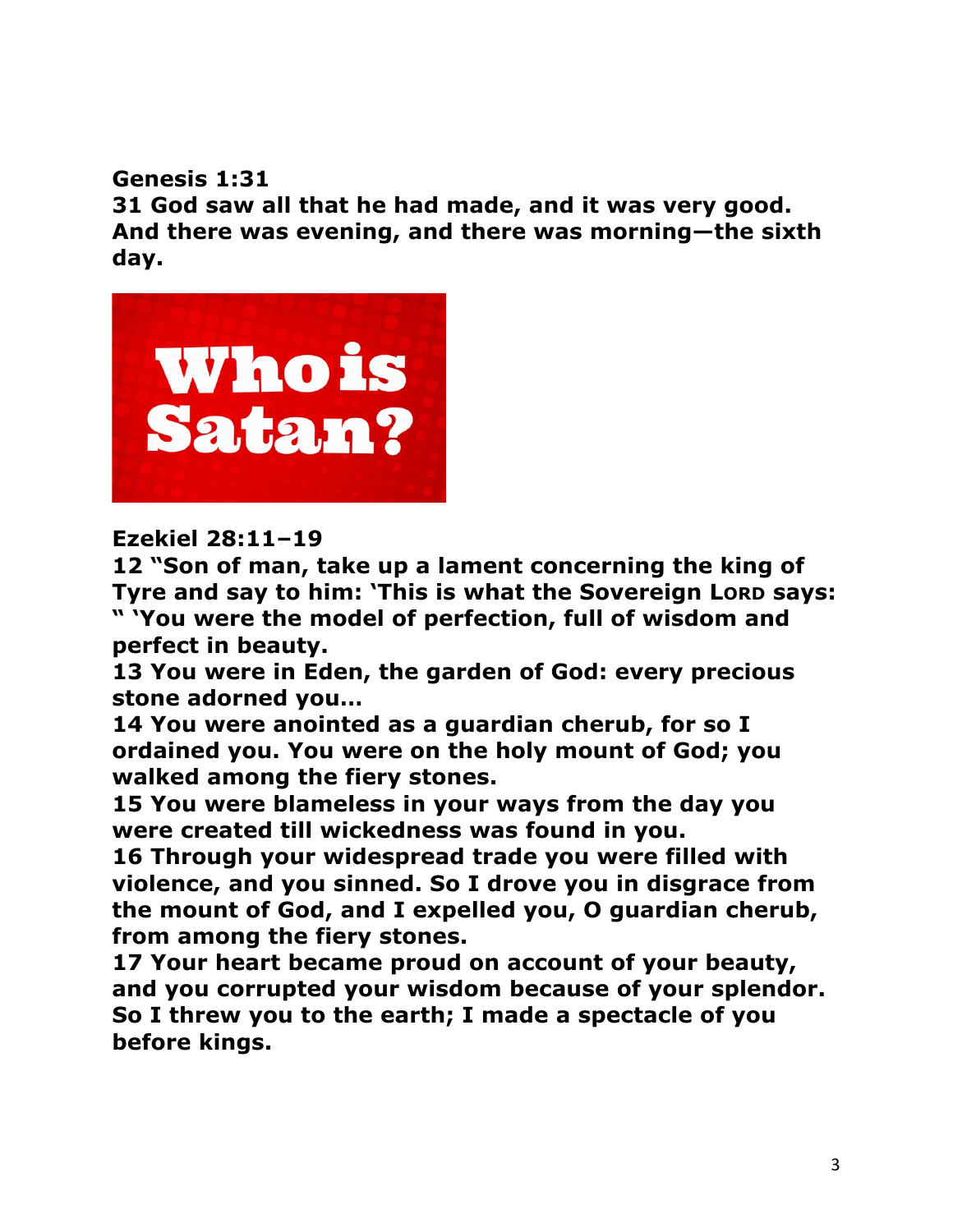**Genesis 1:31**
**31 God saw all that he had made, and it was very good. And there was evening, and there was morning—the sixth day.**

**Who is Satan?**

**Ezekiel 28:11–19**
**12 "Son of man, take up a lament concerning the king of Tyre and say to him: 'This is what the Sovereign LORD says: " 'You were the model of perfection, full of wisdom and perfect in beauty.**
**13 You were in Eden, the garden of God: every precious stone adorned you…**
**14 You were anointed as a guardian cherub, for so I ordained you. You were on the holy mount of God; you walked among the fiery stones.**
**15 You were blameless in your ways from the day you were created till wickedness was found in you.**
**16 Through your widespread trade you were filled with violence, and you sinned. So I drove you in disgrace from the mount of God, and I expelled you, O guardian cherub, from among the fiery stones.**
**17 Your heart became proud on account of your beauty, and you corrupted your wisdom because of your splendor. So I threw you to the earth; I made a spectacle of you before kings.**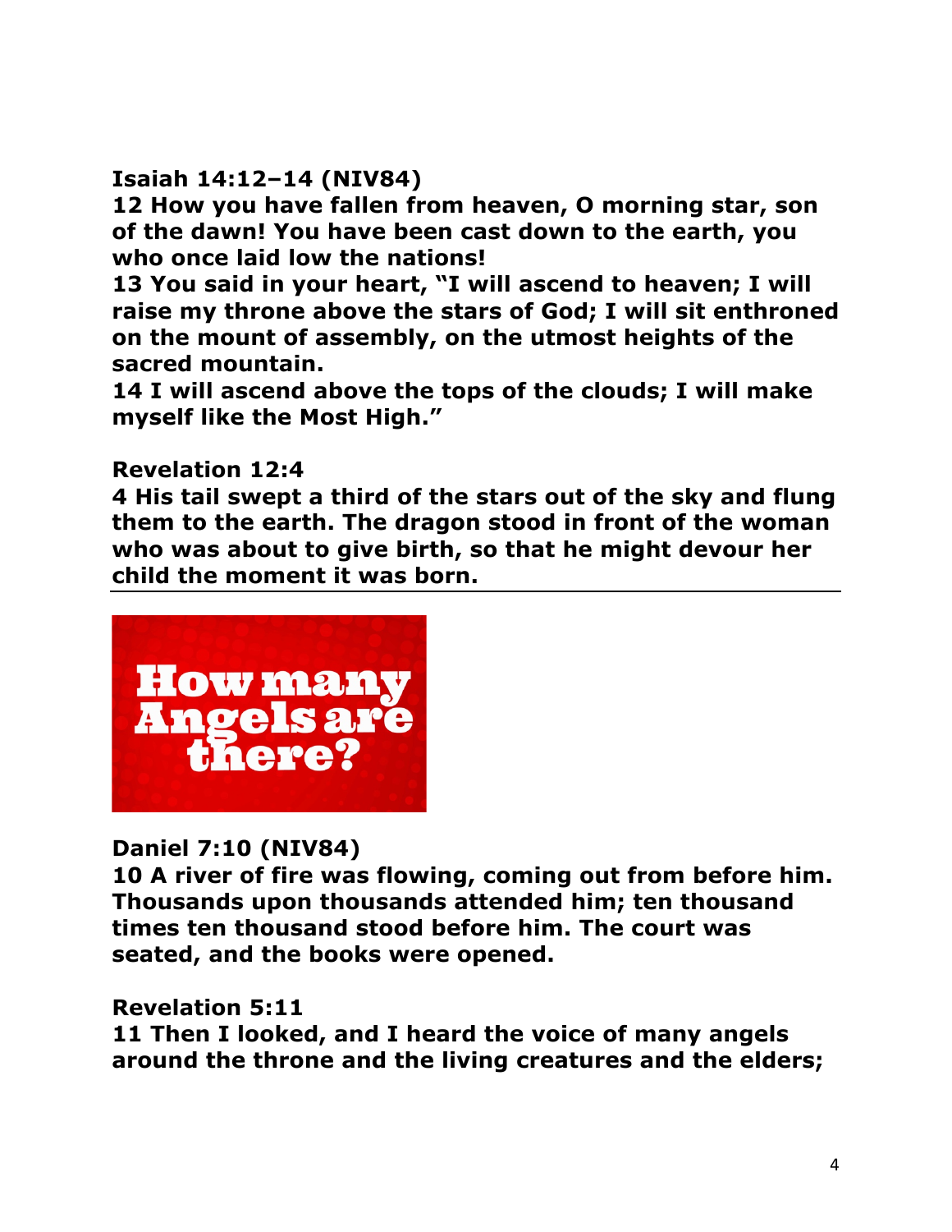**Isaiah 14:12–14 (NIV84)**
**12 How you have fallen from heaven, O morning star, son of the dawn! You have been cast down to the earth, you who once laid low the nations!**
**13 You said in your heart, "I will ascend to heaven; I will raise my throne above the stars of God; I will sit enthroned on the mount of assembly, on the utmost heights of the sacred mountain.**
**14 I will ascend above the tops of the clouds; I will make myself like the Most High."**

**Revelation 12:4**
**4 His tail swept a third of the stars out of the sky and flung them to the earth. The dragon stood in front of the woman who was about to give birth, so that he might devour her child the moment it was born.**

---

**How many Angels are there?**

**Daniel 7:10 (NIV84)**
**10 A river of fire was flowing, coming out from before him. Thousands upon thousands attended him; ten thousand times ten thousand stood before him. The court was seated, and the books were opened.**

**Revelation 5:11**
**11 Then I looked, and I heard the voice of many angels around the throne and the living creatures and the elders;**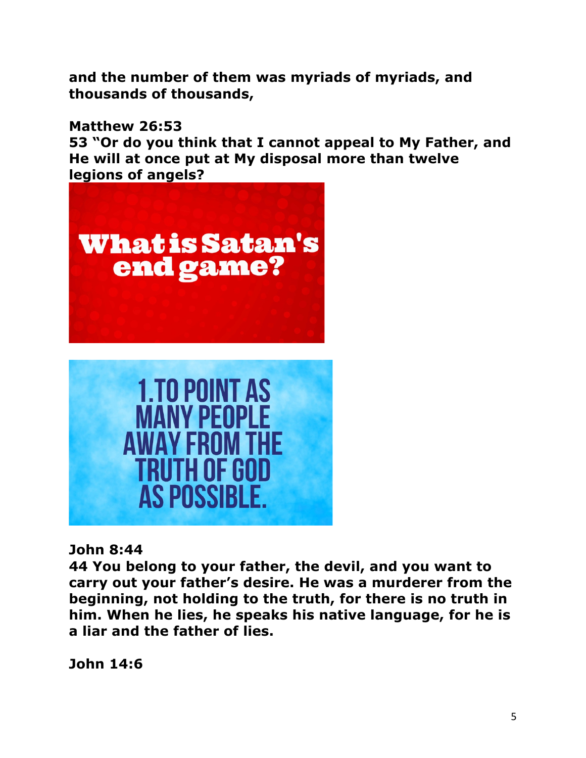**and the number of them was myriads of myriads, and thousands of thousands,**

**Matthew 26:53**
**53 "Or do you think that I cannot appeal to My Father, and He will at once put at My disposal more than twelve legions of angels?**

**What is Satan's end game?**

**1. TO POINT AS MANY PEOPLE AWAY FROM THE TRUTH OF GOD AS POSSIBLE.**

**John 8:44**
**44 You belong to your father, the devil, and you want to carry out your father's desire. He was a murderer from the beginning, not holding to the truth, for there is no truth in him. When he lies, he speaks his native language, for he is a liar and the father of lies.**

**John 14:6**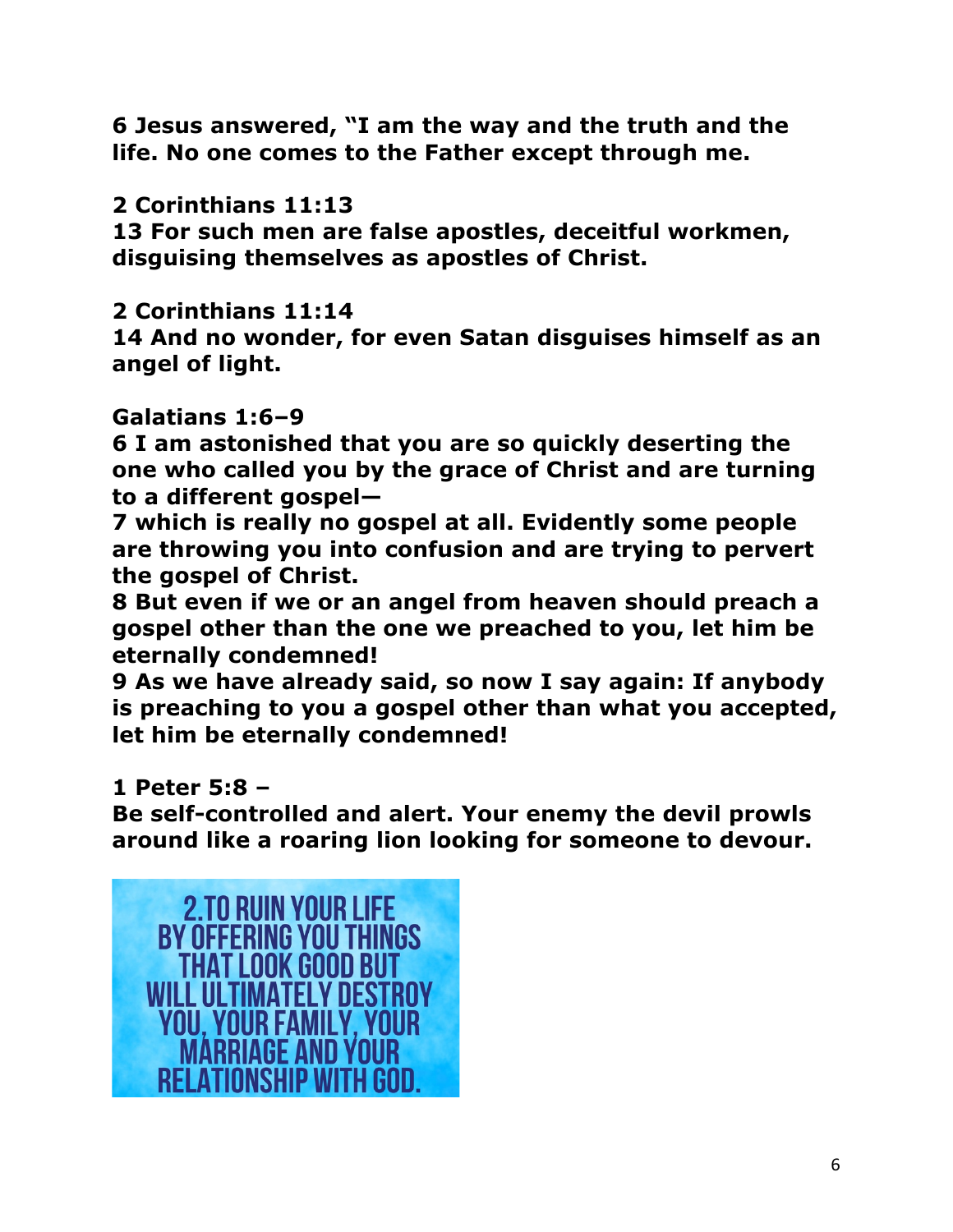**6 Jesus answered, "I am the way and the truth and the life. No one comes to the Father except through me.**

**2 Corinthians 11:13**
**13 For such men are false apostles, deceitful workmen, disguising themselves as apostles of Christ.**

**2 Corinthians 11:14**
**14 And no wonder, for even Satan disguises himself as an angel of light.**

**Galatians 1:6–9**
**6 I am astonished that you are so quickly deserting the one who called you by the grace of Christ and are turning to a different gospel—**
**7 which is really no gospel at all. Evidently some people are throwing you into confusion and are trying to pervert the gospel of Christ.**
**8 But even if we or an angel from heaven should preach a gospel other than the one we preached to you, let him be eternally condemned!**
**9 As we have already said, so now I say again: If anybody is preaching to you a gospel other than what you accepted, let him be eternally condemned!**

**1 Peter 5:8 –**
**Be self-controlled and alert. Your enemy the devil prowls around like a roaring lion looking for someone to devour.**

2.TO RUIN YOUR LIFE BY OFFERING YOU THINGS THAT LOOK GOOD BUT WILL ULTIMATELY DESTROY YOU, YOUR FAMILY, YOUR MARRIAGE AND YOUR RELATIONSHIP WITH GOD.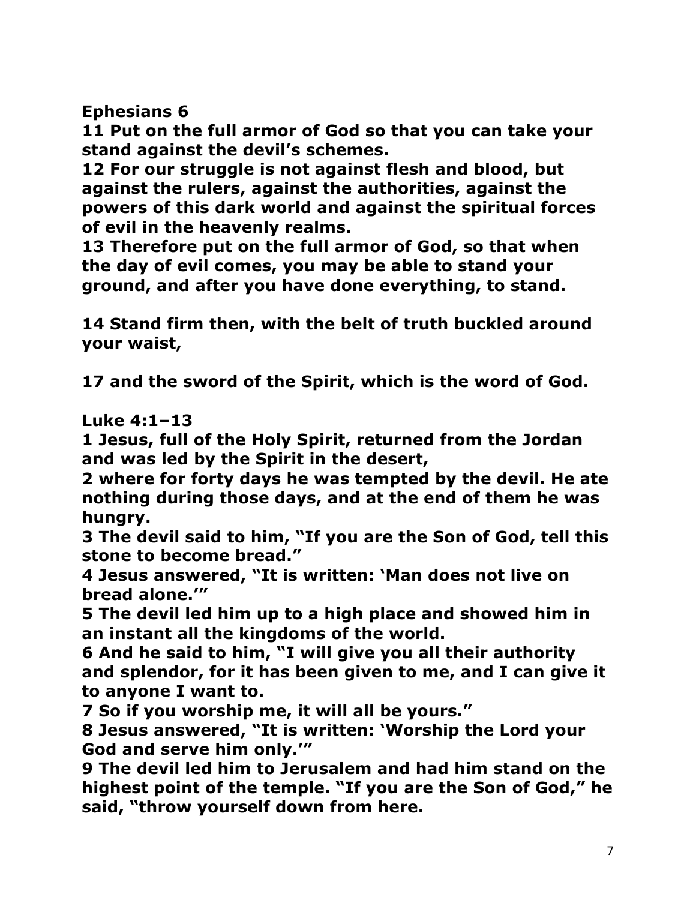**Ephesians 6**
**11 Put on the full armor of God so that you can take your stand against the devil's schemes.**
**12 For our struggle is not against flesh and blood, but against the rulers, against the authorities, against the powers of this dark world and against the spiritual forces of evil in the heavenly realms.**
**13 Therefore put on the full armor of God, so that when the day of evil comes, you may be able to stand your ground, and after you have done everything, to stand.**

**14 Stand firm then, with the belt of truth buckled around your waist,**

**17 and the sword of the Spirit, which is the word of God.**

**Luke 4:1–13**
**1 Jesus, full of the Holy Spirit, returned from the Jordan and was led by the Spirit in the desert,**
**2 where for forty days he was tempted by the devil. He ate nothing during those days, and at the end of them he was hungry.**
**3 The devil said to him, "If you are the Son of God, tell this stone to become bread."**
**4 Jesus answered, "It is written: 'Man does not live on bread alone.'"**
**5 The devil led him up to a high place and showed him in an instant all the kingdoms of the world.**
**6 And he said to him, "I will give you all their authority and splendor, for it has been given to me, and I can give it to anyone I want to.**
**7 So if you worship me, it will all be yours."**
**8 Jesus answered, "It is written: 'Worship the Lord your God and serve him only.'"**
**9 The devil led him to Jerusalem and had him stand on the highest point of the temple. "If you are the Son of God," he said, "throw yourself down from here.**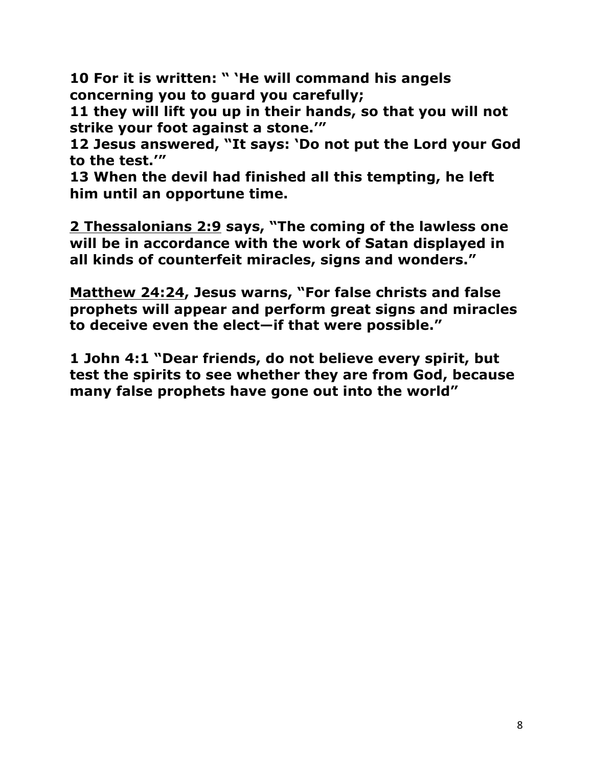**10 For it is written: " 'He will command his angels concerning you to guard you carefully;**
**11 they will lift you up in their hands, so that you will not strike your foot against a stone.'"**
**12 Jesus answered, "It says: 'Do not put the Lord your God to the test.'"**
**13 When the devil had finished all this tempting, he left him until an opportune time.**

**<u>2 Thessalonians 2:9</u> says, "The coming of the lawless one will be in accordance with the work of Satan displayed in all kinds of counterfeit miracles, signs and wonders."**

**<u>Matthew 24:24</u>, Jesus warns, "For false christs and false prophets will appear and perform great signs and miracles to deceive even the elect—if that were possible."**

**1 John 4:1 "Dear friends, do not believe every spirit, but test the spirits to see whether they are from God, because many false prophets have gone out into the world"**